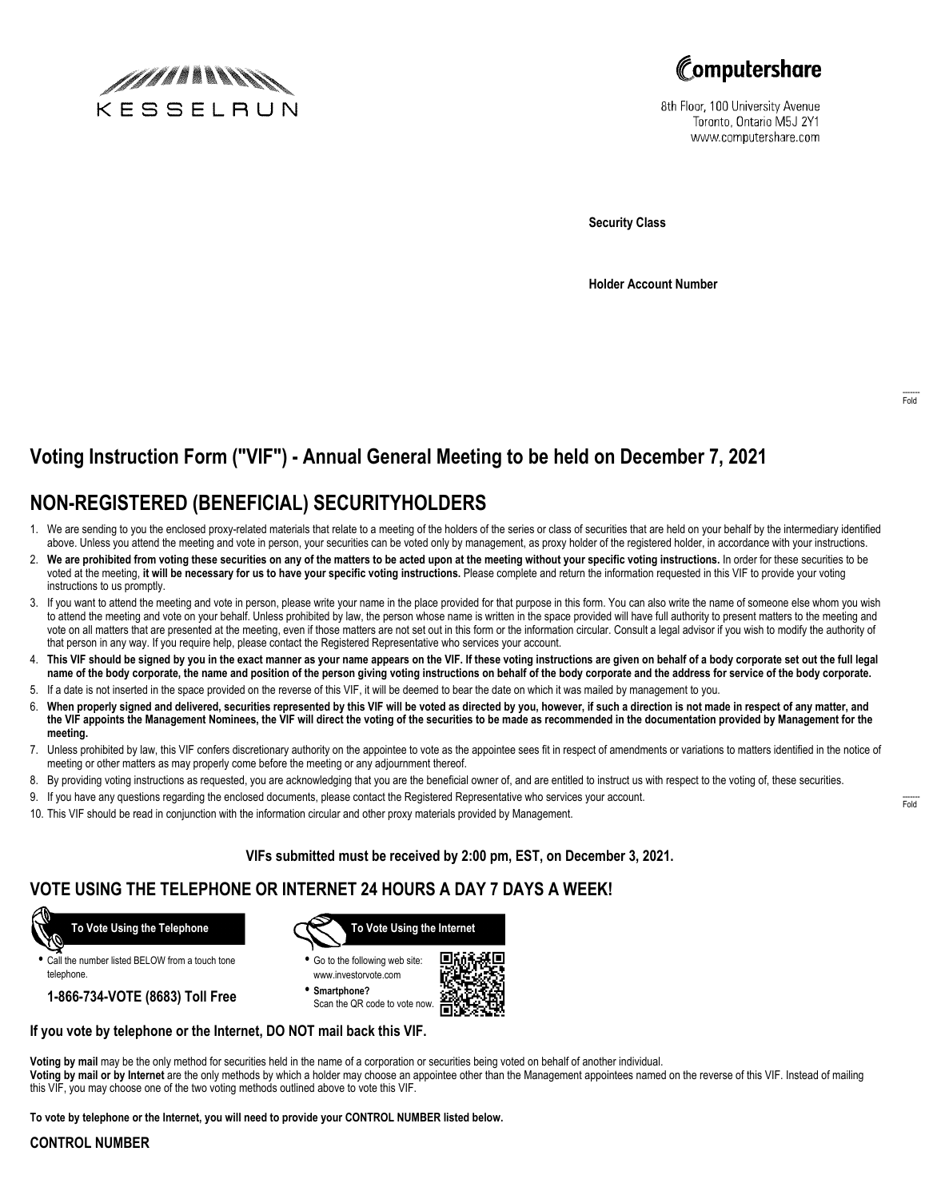KESSELRUN

Computershare

8th Floor, 100 University Avenue
Toronto, Ontario M5J 2Y1
www.computershare.com

**Security Class**

**Holder Account Number**

Fold

# Voting Instruction Form ("VIF") - Annual General Meeting to be held on December 7, 2021

## NON-REGISTERED (BENEFICIAL) SECURITYHOLDERS

1. We are sending to you the enclosed proxy-related materials that relate to a meeting of the holders of the series or class of securities that are held on your behalf by the intermediary identified above. Unless you attend the meeting and vote in person, your securities can be voted only by management, as proxy holder of the registered holder, in accordance with your instructions.
2. **We are prohibited from voting these securities on any of the matters to be acted upon at the meeting without your specific voting instructions.** In order for these securities to be voted at the meeting, **it will be necessary for us to have your specific voting instructions.** Please complete and return the information requested in this VIF to provide your voting instructions to us promptly.
3. If you want to attend the meeting and vote in person, please write your name in the place provided for that purpose in this form. You can also write the name of someone else whom you wish to attend the meeting and vote on your behalf. Unless prohibited by law, the person whose name is written in the space provided will have full authority to present matters to the meeting and vote on all matters that are presented at the meeting, even if those matters are not set out in this form or the information circular. Consult a legal advisor if you wish to modify the authority of that person in any way. If you require help, please contact the Registered Representative who services your account.
4. **This VIF should be signed by you in the exact manner as your name appears on the VIF. If these voting instructions are given on behalf of a body corporate set out the full legal name of the body corporate, the name and position of the person giving voting instructions on behalf of the body corporate and the address for service of the body corporate.**
5. If a date is not inserted in the space provided on the reverse of this VIF, it will be deemed to bear the date on which it was mailed by management to you.
6. **When properly signed and delivered, securities represented by this VIF will be voted as directed by you, however, if such a direction is not made in respect of any matter, and the VIF appoints the Management Nominees, the VIF will direct the voting of the securities to be made as recommended in the documentation provided by Management for the meeting.**
7. Unless prohibited by law, this VIF confers discretionary authority on the appointee to vote as the appointee sees fit in respect of amendments or variations to matters identified in the notice of meeting or other matters as may properly come before the meeting or any adjournment thereof.
8. By providing voting instructions as requested, you are acknowledging that you are the beneficial owner of, and are entitled to instruct us with respect to the voting of, these securities.
9. If you have any questions regarding the enclosed documents, please contact the Registered Representative who services your account.
10. This VIF should be read in conjunction with the information circular and other proxy materials provided by Management.

Fold

**VIFs submitted must be received by 2:00 pm, EST, on December 3, 2021.**

## VOTE USING THE TELEPHONE OR INTERNET 24 HOURS A DAY 7 DAYS A WEEK!

**To Vote Using the Telephone**

- Call the number listed BELOW from a touch tone telephone.

**1-866-734-VOTE (8683) Toll Free**

**To Vote Using the Internet**

- Go to the following web site: www.investorvote.com
- **Smartphone?** Scan the QR code to vote now.

**If you vote by telephone or the Internet, DO NOT mail back this VIF.**

**Voting by mail** may be the only method for securities held in the name of a corporation or securities being voted on behalf of another individual.
**Voting by mail or by Internet** are the only methods by which a holder may choose an appointee other than the Management appointees named on the reverse of this VIF. Instead of mailing this VIF, you may choose one of the two voting methods outlined above to vote this VIF.

**To vote by telephone or the Internet, you will need to provide your CONTROL NUMBER listed below.**

**CONTROL NUMBER**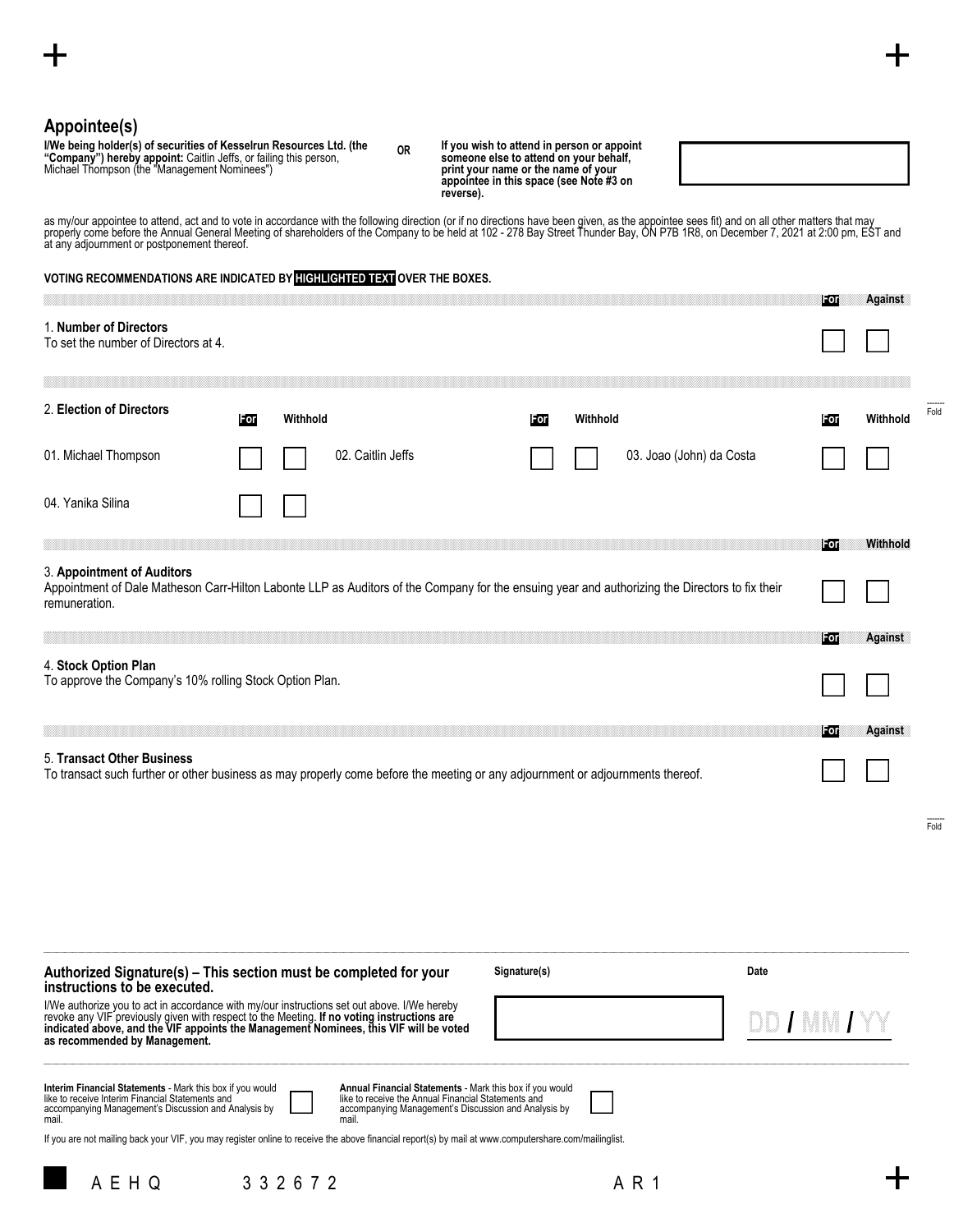## Appointee(s)

**I/We being holder(s) of securities of Kesselrun Resources Ltd. (the "Company") hereby appoint:** Caitlin Jeffs, or failing this person, Michael Thompson (the "Management Nominees")

**OR**

**If you wish to attend in person or appoint someone else to attend on your behalf, print your name or the name of your appointee in this space (see Note #3 on reverse).**

as my/our appointee to attend, act and to vote in accordance with the following direction (or if no directions have been given, as the appointee sees fit) and on all other matters that may properly come before the Annual General Meeting of shareholders of the Company to be held at 102 - 278 Bay Street Thunder Bay, ON P7B 1R8, on December 7, 2021 at 2:00 pm, EST and at any adjournment or postponement thereof.

**VOTING RECOMMENDATIONS ARE INDICATED BY HIGHLIGHTED TEXT OVER THE BOXES.**

| | For | Against |
|---|---|---|
| 1. **Number of Directors**<br>To set the number of Directors at 4. | ☐ | ☐ |

2. **Election of Directors**

| | For | Withhold | | For | Withhold | | For | Withhold |
|---|---|---|---|---|---|---|---|---|
| 01. Michael Thompson | ☐ | ☐ | 02. Caitlin Jeffs | ☐ | ☐ | 03. Joao (John) da Costa | ☐ | ☐ |
| 04. Yanika Silina | ☐ | ☐ | | | | | | |

| | For | Withhold |
|---|---|---|
| 3. **Appointment of Auditors**<br>Appointment of Dale Matheson Carr-Hilton Labonte LLP as Auditors of the Company for the ensuing year and authorizing the Directors to fix their remuneration. | ☐ | ☐ |

| | For | Against |
|---|---|---|
| 4. **Stock Option Plan**<br>To approve the Company's 10% rolling Stock Option Plan. | ☐ | ☐ |

| | For | Against |
|---|---|---|
| 5. **Transact Other Business**<br>To transact such further or other business as may properly come before the meeting or any adjournment or adjournments thereof. | ☐ | ☐ |

Fold

Fold

**Authorized Signature(s) – This section must be completed for your instructions to be executed.**

I/We authorize you to act in accordance with my/our instructions set out above. I/We hereby revoke any VIF previously given with respect to the Meeting. **If no voting instructions are indicated above, and the VIF appoints the Management Nominees, this VIF will be voted as recommended by Management.**

Signature(s)

Date

DD / MM / YY

**Interim Financial Statements** - Mark this box if you would like to receive Interim Financial Statements and accompanying Management's Discussion and Analysis by mail. ☐

**Annual Financial Statements** - Mark this box if you would like to receive the Annual Financial Statements and accompanying Management's Discussion and Analysis by mail. ☐

If you are not mailing back your VIF, you may register online to receive the above financial report(s) by mail at www.computershare.com/mailinglist.

A E H Q 3 3 2 6 7 2 A R 1